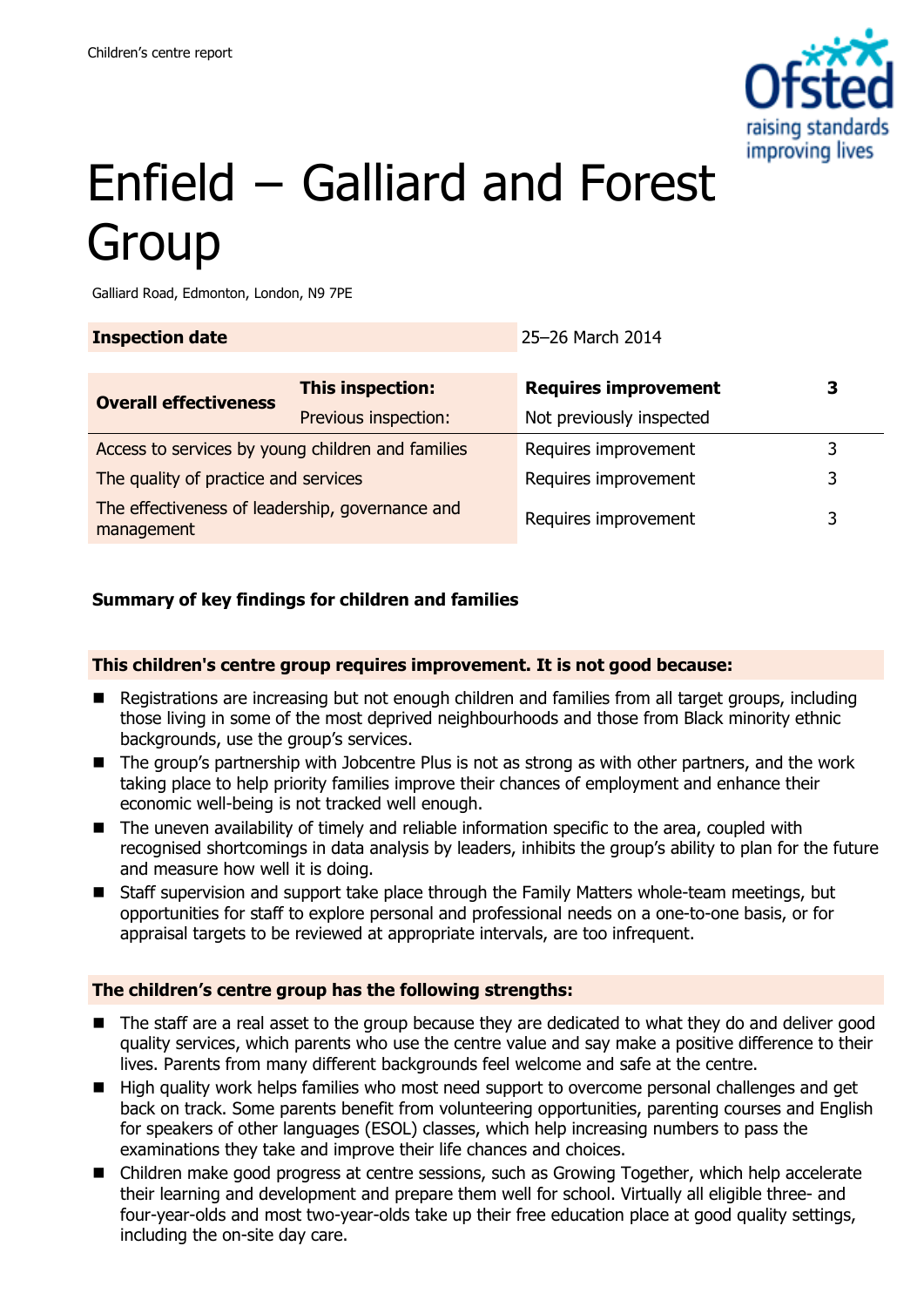Children's centre report

# Enfield – Galliard and Forest Group

Galliard Road, Edmonton, London, N9 7PE

| Inspection date | | 25–26 March 2014 | |
|---|---|---|---|
| **Overall effectiveness** | **This inspection:** | **Requires improvement** | **3** |
| | Previous inspection: | Not previously inspected | |
| Access to services by young children and families | | Requires improvement | 3 |
| The quality of practice and services | | Requires improvement | 3 |
| The effectiveness of leadership, governance and management | | Requires improvement | 3 |

**Summary of key findings for children and families**

**This children's centre group requires improvement. It is not good because:**

- Registrations are increasing but not enough children and families from all target groups, including those living in some of the most deprived neighbourhoods and those from Black minority ethnic backgrounds, use the group's services.
- The group's partnership with Jobcentre Plus is not as strong as with other partners, and the work taking place to help priority families improve their chances of employment and enhance their economic well-being is not tracked well enough.
- The uneven availability of timely and reliable information specific to the area, coupled with recognised shortcomings in data analysis by leaders, inhibits the group's ability to plan for the future and measure how well it is doing.
- Staff supervision and support take place through the Family Matters whole-team meetings, but opportunities for staff to explore personal and professional needs on a one-to-one basis, or for appraisal targets to be reviewed at appropriate intervals, are too infrequent.

**The children's centre group has the following strengths:**

- The staff are a real asset to the group because they are dedicated to what they do and deliver good quality services, which parents who use the centre value and say make a positive difference to their lives. Parents from many different backgrounds feel welcome and safe at the centre.
- High quality work helps families who most need support to overcome personal challenges and get back on track. Some parents benefit from volunteering opportunities, parenting courses and English for speakers of other languages (ESOL) classes, which help increasing numbers to pass the examinations they take and improve their life chances and choices.
- Children make good progress at centre sessions, such as Growing Together, which help accelerate their learning and development and prepare them well for school. Virtually all eligible three- and four-year-olds and most two-year-olds take up their free education place at good quality settings, including the on-site day care.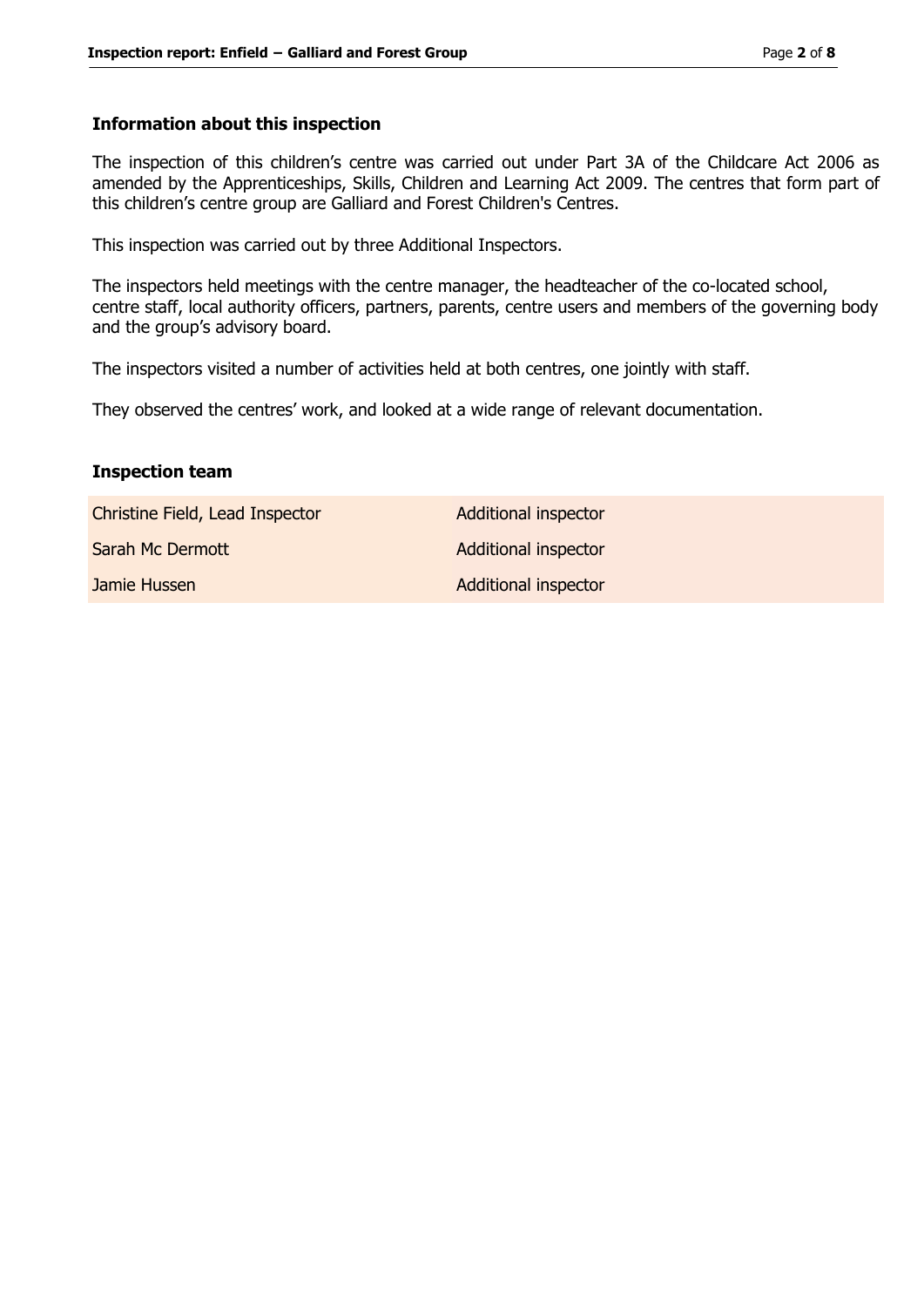## Information about this inspection

The inspection of this children's centre was carried out under Part 3A of the Childcare Act 2006 as amended by the Apprenticeships, Skills, Children and Learning Act 2009. The centres that form part of this children's centre group are Galliard and Forest Children's Centres.

This inspection was carried out by three Additional Inspectors.

The inspectors held meetings with the centre manager, the headteacher of the co-located school, centre staff, local authority officers, partners, parents, centre users and members of the governing body and the group's advisory board.

The inspectors visited a number of activities held at both centres, one jointly with staff.

They observed the centres' work, and looked at a wide range of relevant documentation.

## Inspection team

| | |
|---|---|
| Christine Field, Lead Inspector | Additional inspector |
| Sarah Mc Dermott | Additional inspector |
| Jamie Hussen | Additional inspector |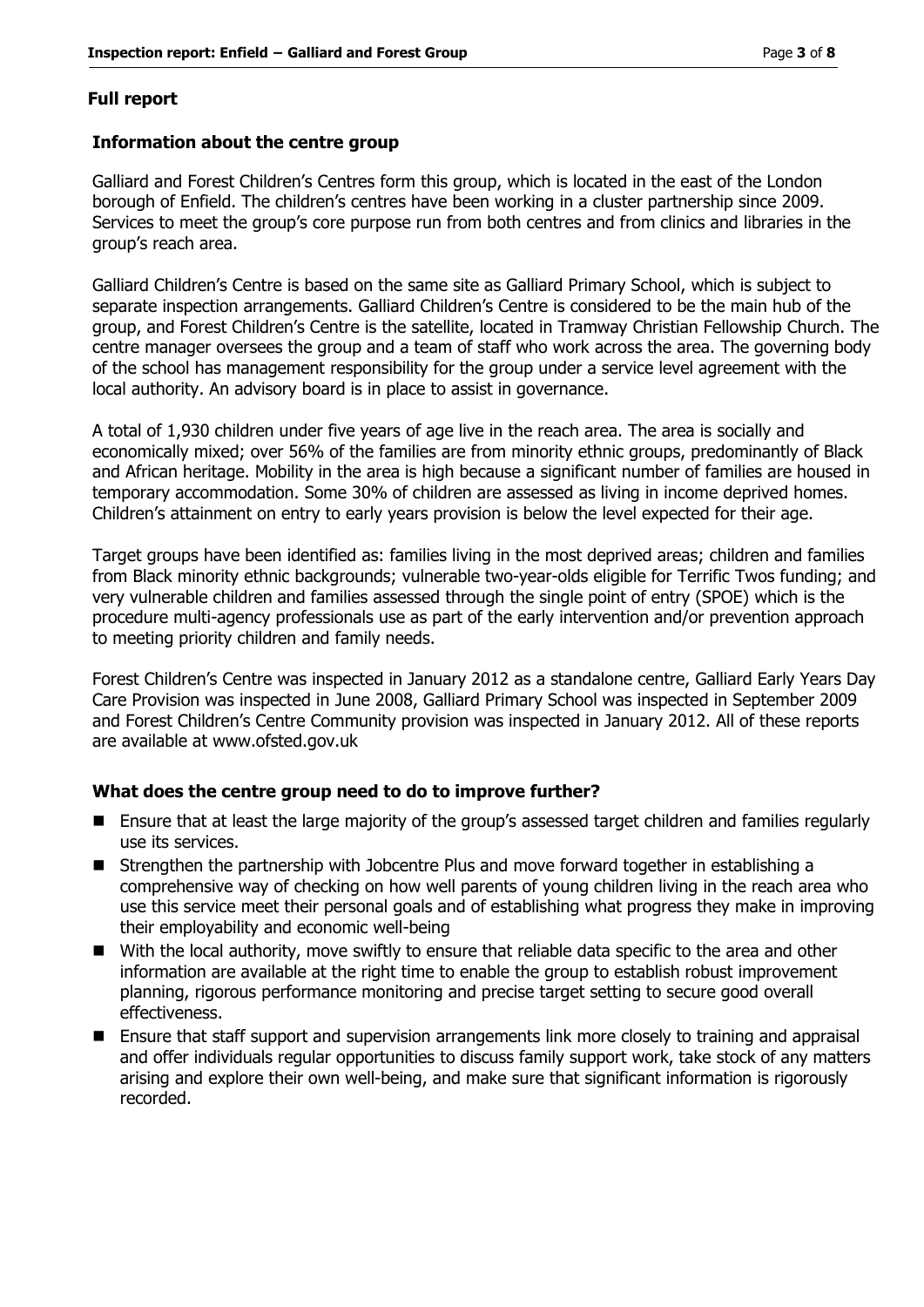## Full report

### Information about the centre group

Galliard and Forest Children's Centres form this group, which is located in the east of the London borough of Enfield. The children's centres have been working in a cluster partnership since 2009. Services to meet the group's core purpose run from both centres and from clinics and libraries in the group's reach area.

Galliard Children's Centre is based on the same site as Galliard Primary School, which is subject to separate inspection arrangements. Galliard Children's Centre is considered to be the main hub of the group, and Forest Children's Centre is the satellite, located in Tramway Christian Fellowship Church. The centre manager oversees the group and a team of staff who work across the area. The governing body of the school has management responsibility for the group under a service level agreement with the local authority. An advisory board is in place to assist in governance.

A total of 1,930 children under five years of age live in the reach area. The area is socially and economically mixed; over 56% of the families are from minority ethnic groups, predominantly of Black and African heritage. Mobility in the area is high because a significant number of families are housed in temporary accommodation. Some 30% of children are assessed as living in income deprived homes. Children's attainment on entry to early years provision is below the level expected for their age.

Target groups have been identified as: families living in the most deprived areas; children and families from Black minority ethnic backgrounds; vulnerable two-year-olds eligible for Terrific Twos funding; and very vulnerable children and families assessed through the single point of entry (SPOE) which is the procedure multi-agency professionals use as part of the early intervention and/or prevention approach to meeting priority children and family needs.

Forest Children's Centre was inspected in January 2012 as a standalone centre, Galliard Early Years Day Care Provision was inspected in June 2008, Galliard Primary School was inspected in September 2009 and Forest Children's Centre Community provision was inspected in January 2012. All of these reports are available at www.ofsted.gov.uk

### What does the centre group need to do to improve further?

- Ensure that at least the large majority of the group's assessed target children and families regularly use its services.
- Strengthen the partnership with Jobcentre Plus and move forward together in establishing a comprehensive way of checking on how well parents of young children living in the reach area who use this service meet their personal goals and of establishing what progress they make in improving their employability and economic well-being
- With the local authority, move swiftly to ensure that reliable data specific to the area and other information are available at the right time to enable the group to establish robust improvement planning, rigorous performance monitoring and precise target setting to secure good overall effectiveness.
- Ensure that staff support and supervision arrangements link more closely to training and appraisal and offer individuals regular opportunities to discuss family support work, take stock of any matters arising and explore their own well-being, and make sure that significant information is rigorously recorded.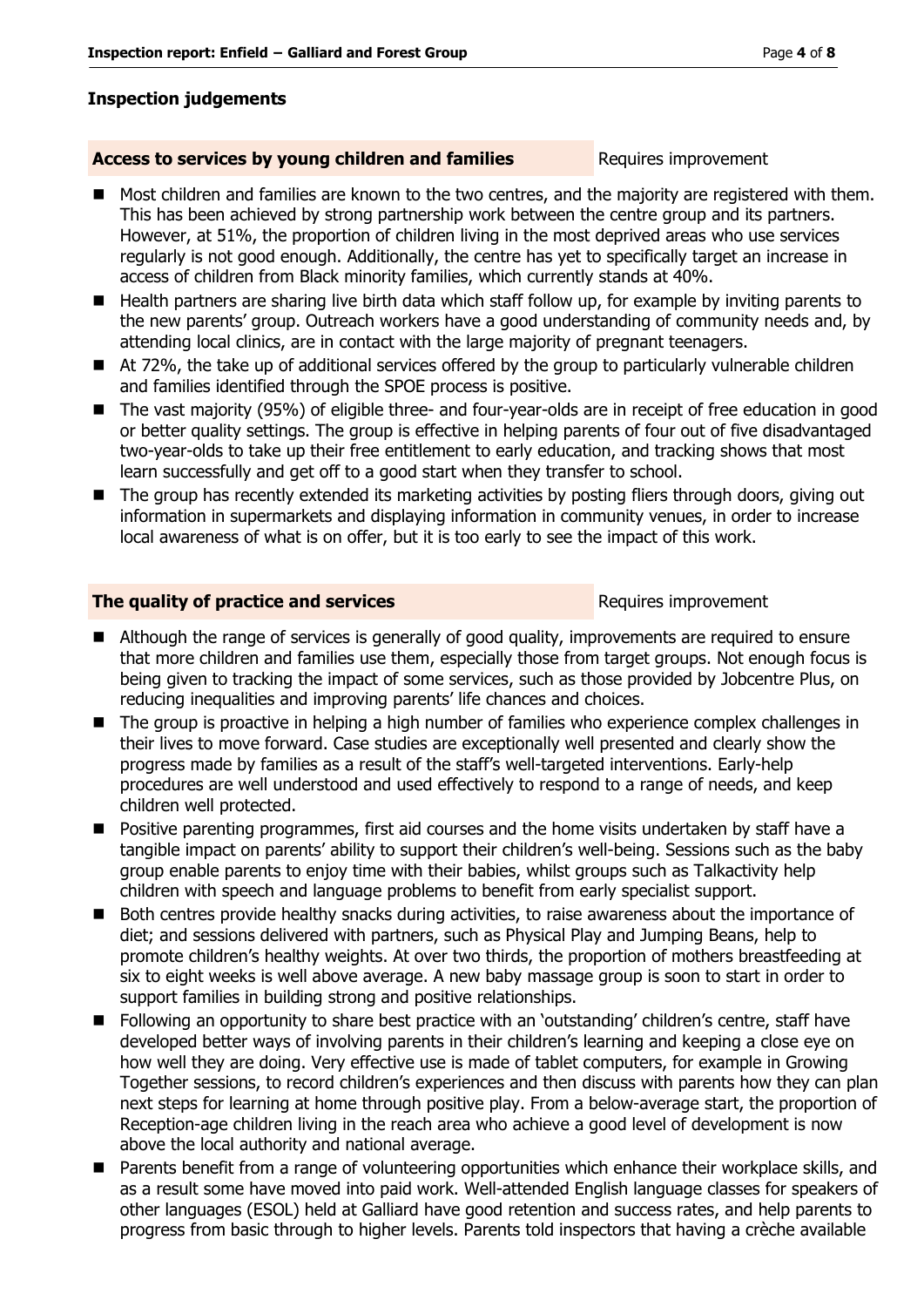## Inspection judgements

### Access to services by young children and families — Requires improvement

- Most children and families are known to the two centres, and the majority are registered with them. This has been achieved by strong partnership work between the centre group and its partners. However, at 51%, the proportion of children living in the most deprived areas who use services regularly is not good enough. Additionally, the centre has yet to specifically target an increase in access of children from Black minority families, which currently stands at 40%.
- Health partners are sharing live birth data which staff follow up, for example by inviting parents to the new parents' group. Outreach workers have a good understanding of community needs and, by attending local clinics, are in contact with the large majority of pregnant teenagers.
- At 72%, the take up of additional services offered by the group to particularly vulnerable children and families identified through the SPOE process is positive.
- The vast majority (95%) of eligible three- and four-year-olds are in receipt of free education in good or better quality settings. The group is effective in helping parents of four out of five disadvantaged two-year-olds to take up their free entitlement to early education, and tracking shows that most learn successfully and get off to a good start when they transfer to school.
- The group has recently extended its marketing activities by posting fliers through doors, giving out information in supermarkets and displaying information in community venues, in order to increase local awareness of what is on offer, but it is too early to see the impact of this work.

### The quality of practice and services — Requires improvement

- Although the range of services is generally of good quality, improvements are required to ensure that more children and families use them, especially those from target groups. Not enough focus is being given to tracking the impact of some services, such as those provided by Jobcentre Plus, on reducing inequalities and improving parents' life chances and choices.
- The group is proactive in helping a high number of families who experience complex challenges in their lives to move forward. Case studies are exceptionally well presented and clearly show the progress made by families as a result of the staff's well-targeted interventions. Early-help procedures are well understood and used effectively to respond to a range of needs, and keep children well protected.
- Positive parenting programmes, first aid courses and the home visits undertaken by staff have a tangible impact on parents' ability to support their children's well-being. Sessions such as the baby group enable parents to enjoy time with their babies, whilst groups such as Talkactivity help children with speech and language problems to benefit from early specialist support.
- Both centres provide healthy snacks during activities, to raise awareness about the importance of diet; and sessions delivered with partners, such as Physical Play and Jumping Beans, help to promote children's healthy weights. At over two thirds, the proportion of mothers breastfeeding at six to eight weeks is well above average. A new baby massage group is soon to start in order to support families in building strong and positive relationships.
- Following an opportunity to share best practice with an 'outstanding' children's centre, staff have developed better ways of involving parents in their children's learning and keeping a close eye on how well they are doing. Very effective use is made of tablet computers, for example in Growing Together sessions, to record children's experiences and then discuss with parents how they can plan next steps for learning at home through positive play. From a below-average start, the proportion of Reception-age children living in the reach area who achieve a good level of development is now above the local authority and national average.
- Parents benefit from a range of volunteering opportunities which enhance their workplace skills, and as a result some have moved into paid work. Well-attended English language classes for speakers of other languages (ESOL) held at Galliard have good retention and success rates, and help parents to progress from basic through to higher levels. Parents told inspectors that having a crèche available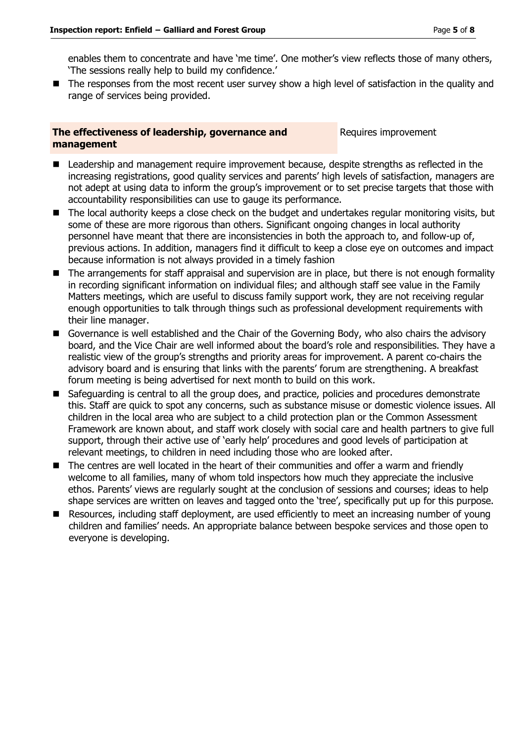enables them to concentrate and have 'me time'. One mother's view reflects those of many others, 'The sessions really help to build my confidence.'

- The responses from the most recent user survey show a high level of satisfaction in the quality and range of services being provided.

| **The effectiveness of leadership, governance and management** | Requires improvement |
|---|---|

- Leadership and management require improvement because, despite strengths as reflected in the increasing registrations, good quality services and parents' high levels of satisfaction, managers are not adept at using data to inform the group's improvement or to set precise targets that those with accountability responsibilities can use to gauge its performance.
- The local authority keeps a close check on the budget and undertakes regular monitoring visits, but some of these are more rigorous than others. Significant ongoing changes in local authority personnel have meant that there are inconsistencies in both the approach to, and follow-up of, previous actions. In addition, managers find it difficult to keep a close eye on outcomes and impact because information is not always provided in a timely fashion
- The arrangements for staff appraisal and supervision are in place, but there is not enough formality in recording significant information on individual files; and although staff see value in the Family Matters meetings, which are useful to discuss family support work, they are not receiving regular enough opportunities to talk through things such as professional development requirements with their line manager.
- Governance is well established and the Chair of the Governing Body, who also chairs the advisory board, and the Vice Chair are well informed about the board's role and responsibilities. They have a realistic view of the group's strengths and priority areas for improvement. A parent co-chairs the advisory board and is ensuring that links with the parents' forum are strengthening. A breakfast forum meeting is being advertised for next month to build on this work.
- Safeguarding is central to all the group does, and practice, policies and procedures demonstrate this. Staff are quick to spot any concerns, such as substance misuse or domestic violence issues. All children in the local area who are subject to a child protection plan or the Common Assessment Framework are known about, and staff work closely with social care and health partners to give full support, through their active use of 'early help' procedures and good levels of participation at relevant meetings, to children in need including those who are looked after.
- The centres are well located in the heart of their communities and offer a warm and friendly welcome to all families, many of whom told inspectors how much they appreciate the inclusive ethos. Parents' views are regularly sought at the conclusion of sessions and courses; ideas to help shape services are written on leaves and tagged onto the 'tree', specifically put up for this purpose.
- Resources, including staff deployment, are used efficiently to meet an increasing number of young children and families' needs. An appropriate balance between bespoke services and those open to everyone is developing.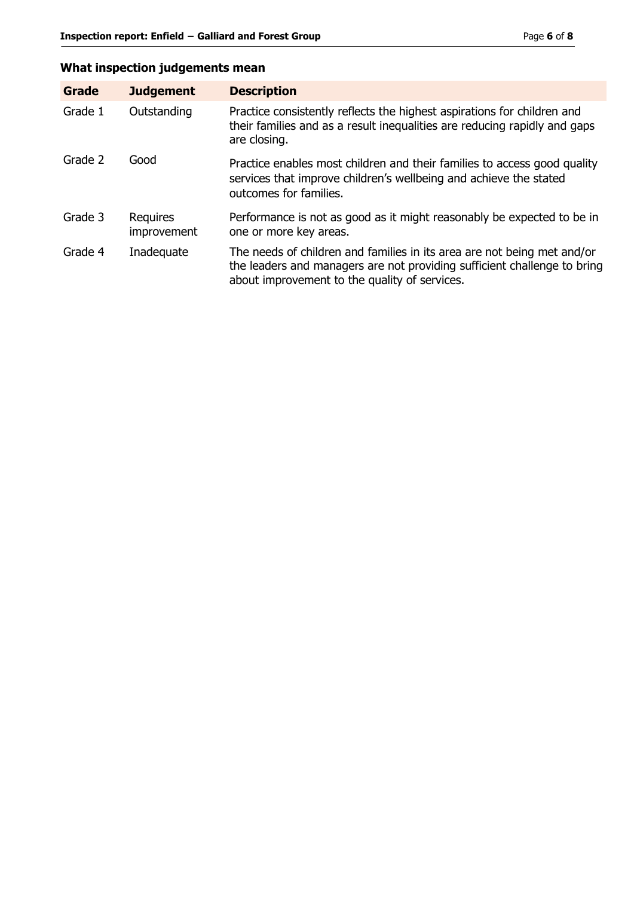## What inspection judgements mean

| Grade | Judgement | Description |
| --- | --- | --- |
| Grade 1 | Outstanding | Practice consistently reflects the highest aspirations for children and their families and as a result inequalities are reducing rapidly and gaps are closing. |
| Grade 2 | Good | Practice enables most children and their families to access good quality services that improve children's wellbeing and achieve the stated outcomes for families. |
| Grade 3 | Requires improvement | Performance is not as good as it might reasonably be expected to be in one or more key areas. |
| Grade 4 | Inadequate | The needs of children and families in its area are not being met and/or the leaders and managers are not providing sufficient challenge to bring about improvement to the quality of services. |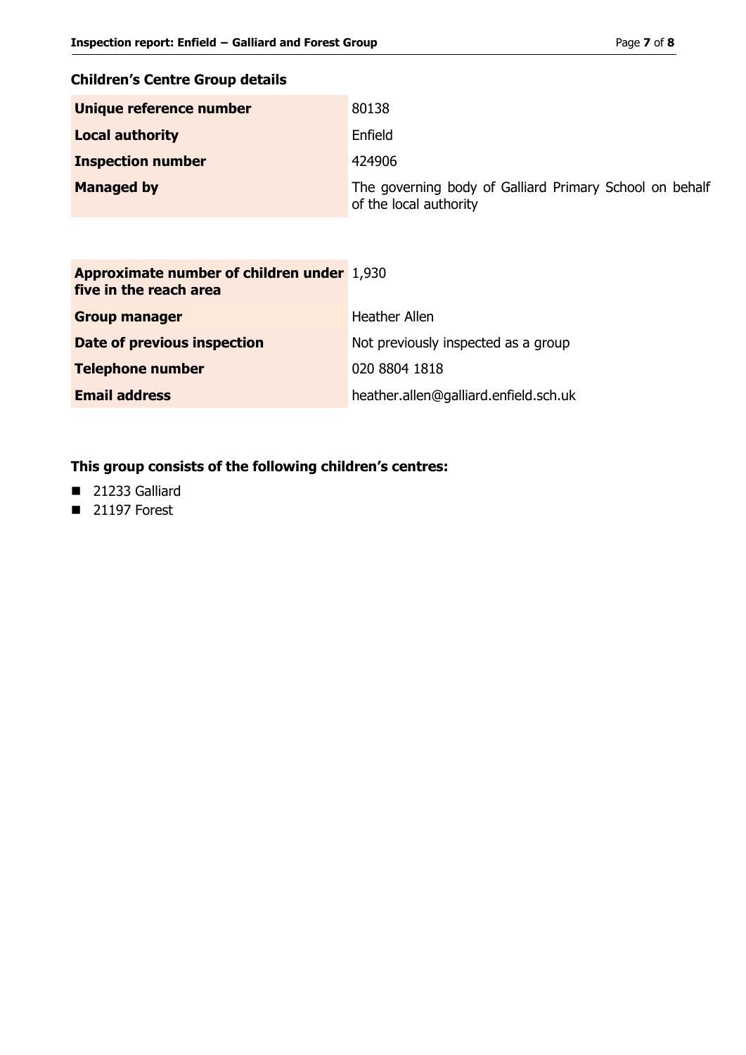## Children's Centre Group details

| | |
|---|---|
| **Unique reference number** | 80138 |
| **Local authority** | Enfield |
| **Inspection number** | 424906 |
| **Managed by** | The governing body of Galliard Primary School on behalf of the local authority |

| | |
|---|---|
| **Approximate number of children under five in the reach area** | 1,930 |
| **Group manager** | Heather Allen |
| **Date of previous inspection** | Not previously inspected as a group |
| **Telephone number** | 020 8804 1818 |
| **Email address** | heather.allen@galliard.enfield.sch.uk |

## This group consists of the following children's centres:

- 21233 Galliard
- 21197 Forest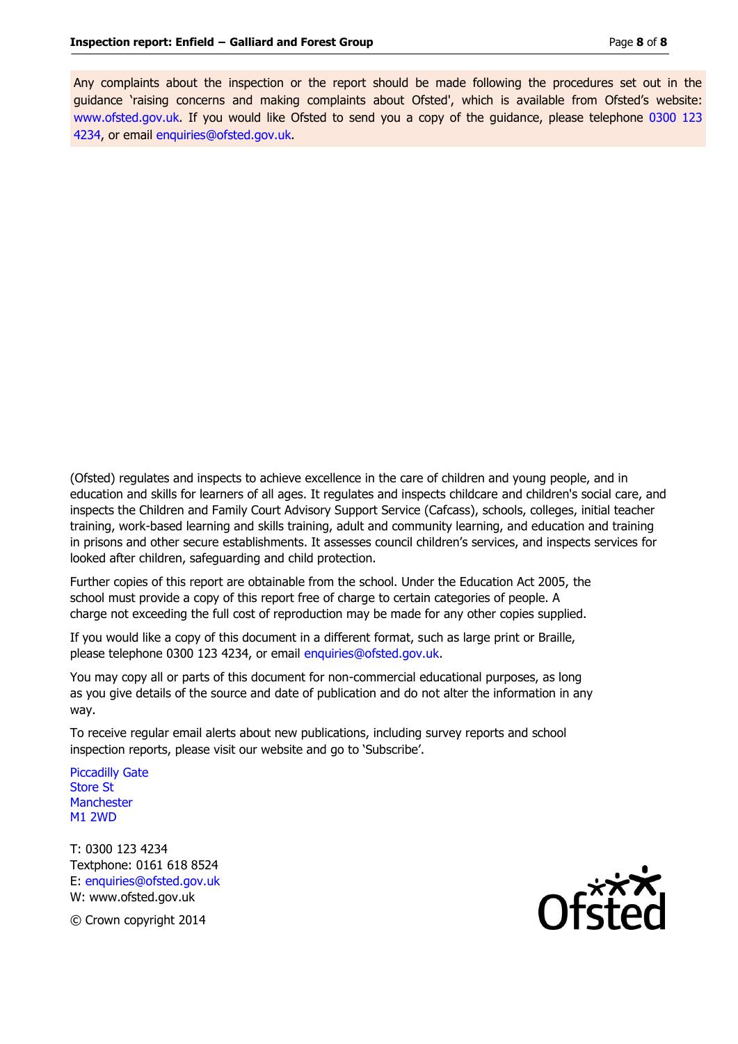Any complaints about the inspection or the report should be made following the procedures set out in the guidance 'raising concerns and making complaints about Ofsted', which is available from Ofsted's website: www.ofsted.gov.uk. If you would like Ofsted to send you a copy of the guidance, please telephone 0300 123 4234, or email enquiries@ofsted.gov.uk.

(Ofsted) regulates and inspects to achieve excellence in the care of children and young people, and in education and skills for learners of all ages. It regulates and inspects childcare and children's social care, and inspects the Children and Family Court Advisory Support Service (Cafcass), schools, colleges, initial teacher training, work-based learning and skills training, adult and community learning, and education and training in prisons and other secure establishments. It assesses council children's services, and inspects services for looked after children, safeguarding and child protection.

Further copies of this report are obtainable from the school. Under the Education Act 2005, the school must provide a copy of this report free of charge to certain categories of people. A charge not exceeding the full cost of reproduction may be made for any other copies supplied.

If you would like a copy of this document in a different format, such as large print or Braille, please telephone 0300 123 4234, or email enquiries@ofsted.gov.uk.

You may copy all or parts of this document for non-commercial educational purposes, as long as you give details of the source and date of publication and do not alter the information in any way.

To receive regular email alerts about new publications, including survey reports and school inspection reports, please visit our website and go to 'Subscribe'.

Piccadilly Gate
Store St
Manchester
M1 2WD

T: 0300 123 4234
Textphone: 0161 618 8524
E: enquiries@ofsted.gov.uk
W: www.ofsted.gov.uk

© Crown copyright 2014

Ofsted